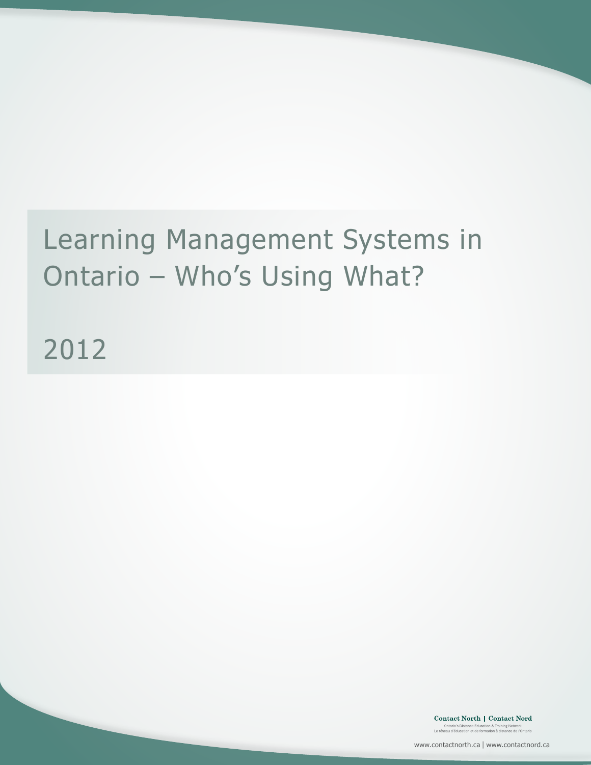# Learning Management Systems in Ontario – Who's Using What?

2012

**Contact North | Contact Nord**

Ontario's Distance Education & Training Network
Le réseau d'éducation et de formation à distance de l'Ontario

www.contactnorth.ca | www.contactnord.ca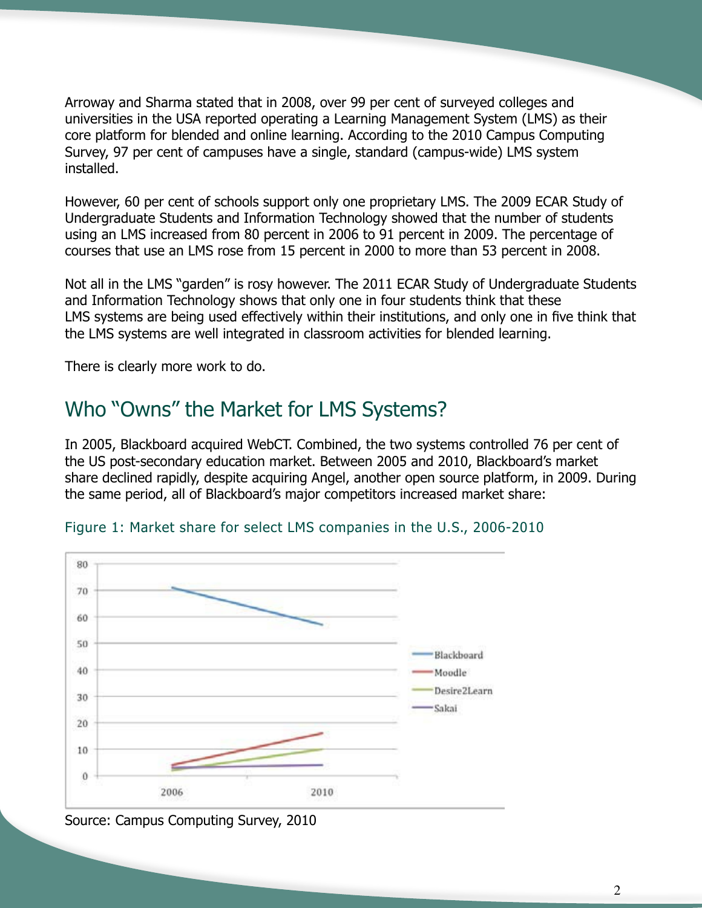Arroway and Sharma stated that in 2008, over 99 per cent of surveyed colleges and universities in the USA reported operating a Learning Management System (LMS) as their core platform for blended and online learning. According to the 2010 Campus Computing Survey, 97 per cent of campuses have a single, standard (campus-wide) LMS system installed.

However, 60 per cent of schools support only one proprietary LMS. The 2009 ECAR Study of Undergraduate Students and Information Technology showed that the number of students using an LMS increased from 80 percent in 2006 to 91 percent in 2009. The percentage of courses that use an LMS rose from 15 percent in 2000 to more than 53 percent in 2008.

Not all in the LMS "garden" is rosy however. The 2011 ECAR Study of Undergraduate Students and Information Technology shows that only one in four students think that these LMS systems are being used effectively within their institutions, and only one in five think that the LMS systems are well integrated in classroom activities for blended learning.

There is clearly more work to do.

## Who "Owns" the Market for LMS Systems?

In 2005, Blackboard acquired WebCT. Combined, the two systems controlled 76 per cent of the US post-secondary education market. Between 2005 and 2010, Blackboard's market share declined rapidly, despite acquiring Angel, another open source platform, in 2009. During the same period, all of Blackboard's major competitors increased market share:

Figure 1: Market share for select LMS companies in the U.S., 2006-2010

Source: Campus Computing Survey, 2010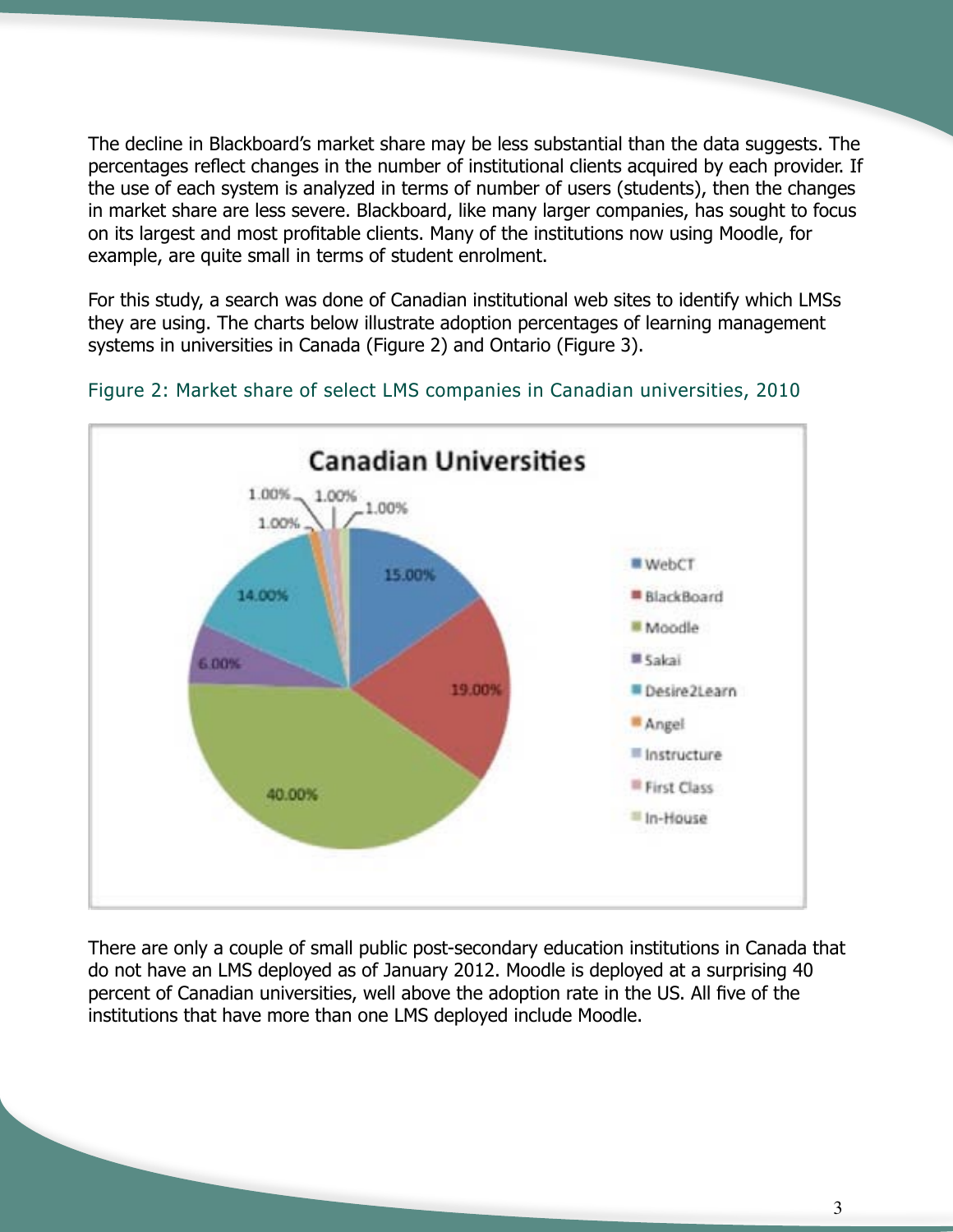The decline in Blackboard's market share may be less substantial than the data suggests. The percentages reflect changes in the number of institutional clients acquired by each provider. If the use of each system is analyzed in terms of number of users (students), then the changes in market share are less severe. Blackboard, like many larger companies, has sought to focus on its largest and most profitable clients. Many of the institutions now using Moodle, for example, are quite small in terms of student enrolment.

For this study, a search was done of Canadian institutional web sites to identify which LMSs they are using. The charts below illustrate adoption percentages of learning management systems in universities in Canada (Figure 2) and Ontario (Figure 3).

Figure 2: Market share of select LMS companies in Canadian universities, 2010

There are only a couple of small public post-secondary education institutions in Canada that do not have an LMS deployed as of January 2012. Moodle is deployed at a surprising 40 percent of Canadian universities, well above the adoption rate in the US. All five of the institutions that have more than one LMS deployed include Moodle.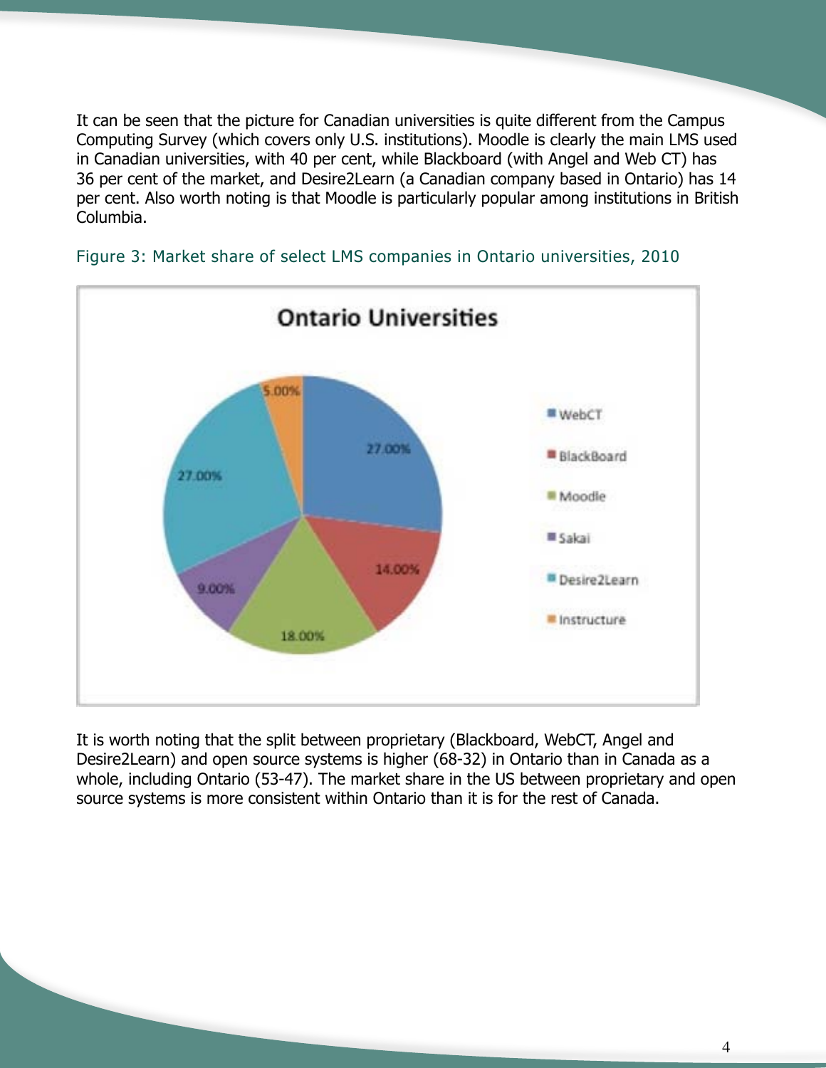It can be seen that the picture for Canadian universities is quite different from the Campus Computing Survey (which covers only U.S. institutions). Moodle is clearly the main LMS used in Canadian universities, with 40 per cent, while Blackboard (with Angel and Web CT) has 36 per cent of the market, and Desire2Learn (a Canadian company based in Ontario) has 14 per cent. Also worth noting is that Moodle is particularly popular among institutions in British Columbia.

Figure 3: Market share of select LMS companies in Ontario universities, 2010

It is worth noting that the split between proprietary (Blackboard, WebCT, Angel and Desire2Learn) and open source systems is higher (68-32) in Ontario than in Canada as a whole, including Ontario (53-47). The market share in the US between proprietary and open source systems is more consistent within Ontario than it is for the rest of Canada.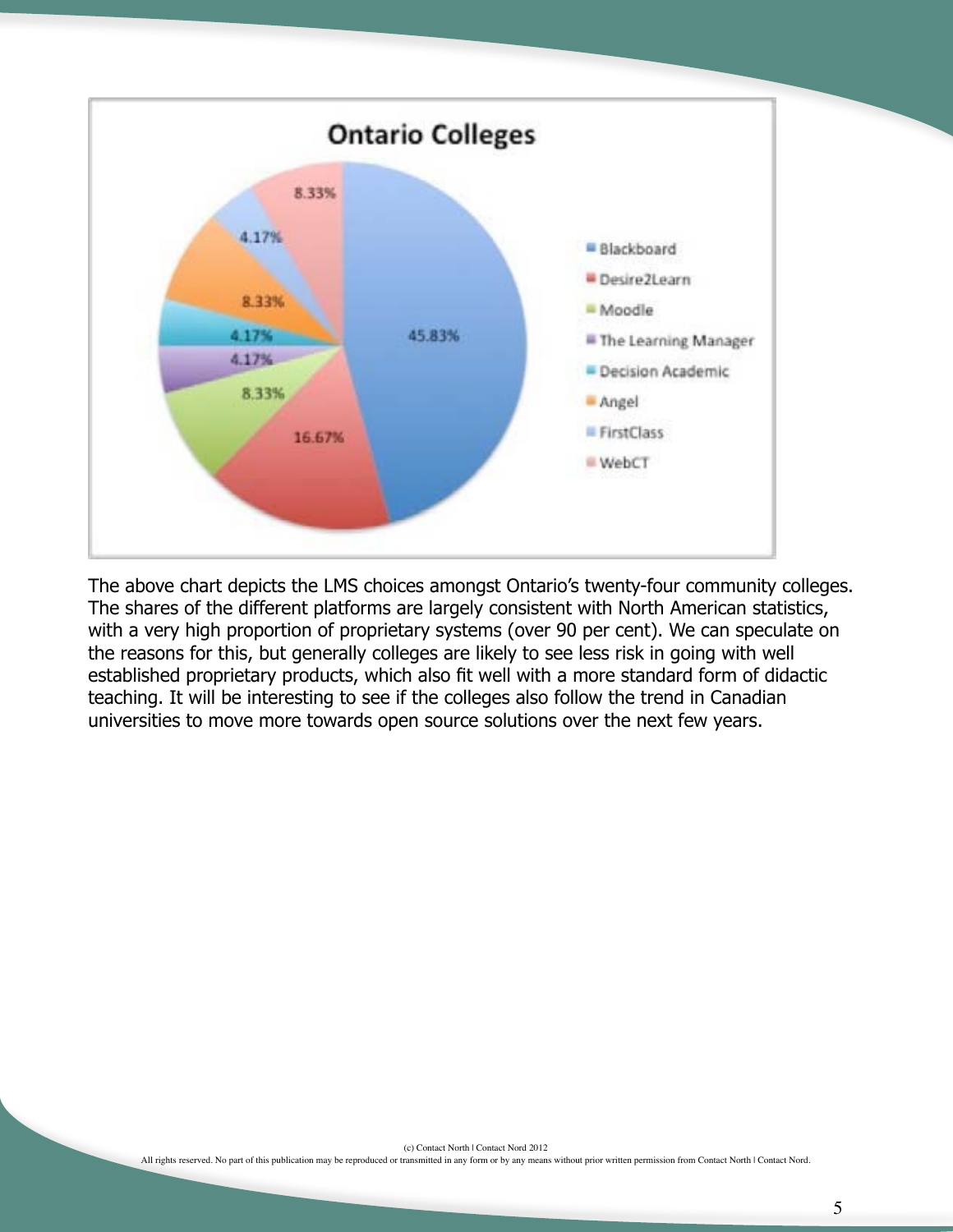Ontario Colleges

8.33%
4.17%
8.33%
4.17%
4.17%
8.33%
16.67%
45.83%

Blackboard
Desire2Learn
Moodle
The Learning Manager
Decision Academic
Angel
FirstClass
WebCT

The above chart depicts the LMS choices amongst Ontario's twenty-four community colleges. The shares of the different platforms are largely consistent with North American statistics, with a very high proportion of proprietary systems (over 90 per cent). We can speculate on the reasons for this, but generally colleges are likely to see less risk in going with well established proprietary products, which also fit well with a more standard form of didactic teaching. It will be interesting to see if the colleges also follow the trend in Canadian universities to move more towards open source solutions over the next few years.

(c) Contact North | Contact Nord 2012
All rights reserved. No part of this publication may be reproduced or transmitted in any form or by any means without prior written permission from Contact North | Contact Nord.